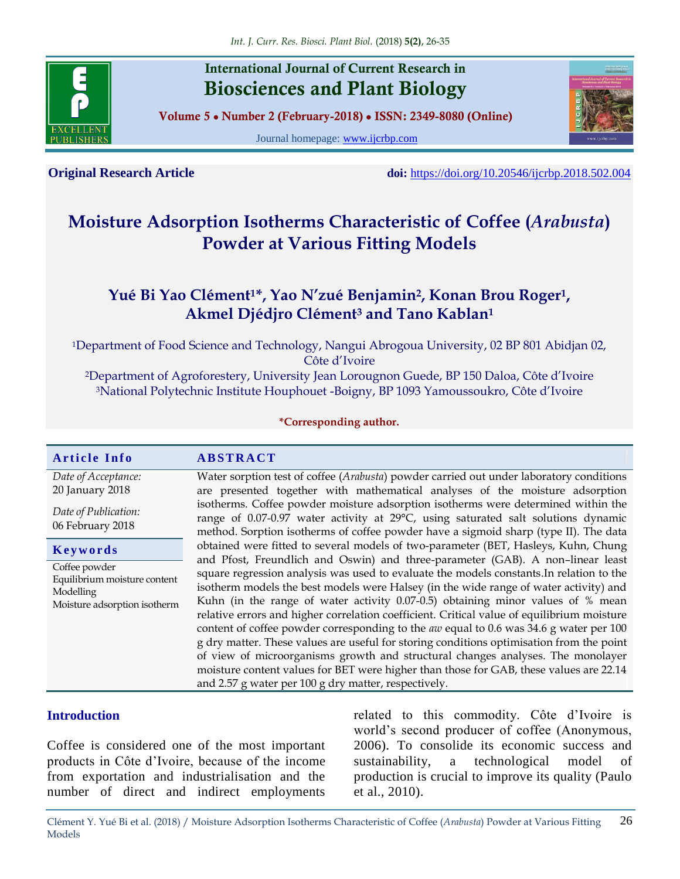**Original Research Article** doi: https://doi.org/10.20546/ijcrbp.2018.502.004

# Moisture Adsorption Isotherms Characteristic of Coffee (*Arabusta*) Powder at Various Fitting Models

**Yué Bi Yao Clément[1]*, Yao N'zué Benjamin[2], Konan Brou Roger[1], Akmel Djédjro Clément[3] and Tano Kablan[1]**

[1]Department of Food Science and Technology, Nangui Abrogoua University, 02 BP 801 Abidjan 02, Côte d'Ivoire

[2]Department of Agroforestery, University Jean Lorougnon Guede, BP 150 Daloa, Côte d'Ivoire

[3]National Polytechnic Institute Houphouet -Boigny, BP 1093 Yamoussoukro, Côte d'Ivoire

***Corresponding author.**

## Article Info

*Date of Acceptance:*
20 January 2018

*Date of Publication:*
06 February 2018

## Keywords

Coffee powder
Equilibrium moisture content
Modelling
Moisture adsorption isotherm

## ABSTRACT

Water sorption test of coffee (*Arabusta*) powder carried out under laboratory conditions are presented together with mathematical analyses of the moisture adsorption isotherms. Coffee powder moisture adsorption isotherms were determined within the range of 0.07-0.97 water activity at 29°C, using saturated salt solutions dynamic method. Sorption isotherms of coffee powder have a sigmoid sharp (type II). The data obtained were fitted to several models of two-parameter (BET, Hasleys, Kuhn, Chung and Pfost, Freundlich and Oswin) and three-parameter (GAB). A non–linear least square regression analysis was used to evaluate the models constants.In relation to the isotherm models the best models were Halsey (in the wide range of water activity) and Kuhn (in the range of water activity 0.07-0.5) obtaining minor values of % mean relative errors and higher correlation coefficient. Critical value of equilibrium moisture content of coffee powder corresponding to the *aw* equal to 0.6 was 34.6 g water per 100 g dry matter. These values are useful for storing conditions optimisation from the point of view of microorganisms growth and structural changes analyses. The monolayer moisture content values for BET were higher than those for GAB, these values are 22.14 and 2.57 g water per 100 g dry matter, respectively.

## Introduction

Coffee is considered one of the most important products in Côte d'Ivoire, because of the income from exportation and industrialisation and the number of direct and indirect employments related to this commodity. Côte d'Ivoire is world's second producer of coffee (Anonymous, 2006). To consolide its economic success and sustainability, a technological model of production is crucial to improve its quality (Paulo et al., 2010).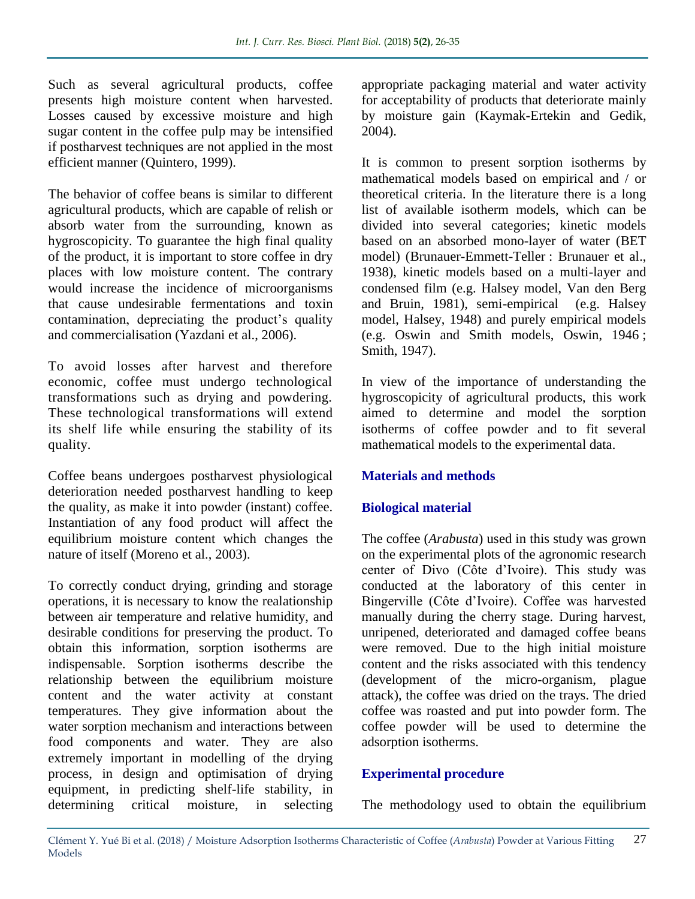Such as several agricultural products, coffee presents high moisture content when harvested. Losses caused by excessive moisture and high sugar content in the coffee pulp may be intensified if postharvest techniques are not applied in the most efficient manner (Quintero, 1999).

The behavior of coffee beans is similar to different agricultural products, which are capable of relish or absorb water from the surrounding, known as hygroscopicity. To guarantee the high final quality of the product, it is important to store coffee in dry places with low moisture content. The contrary would increase the incidence of microorganisms that cause undesirable fermentations and toxin contamination, depreciating the product's quality and commercialisation (Yazdani et al., 2006).

To avoid losses after harvest and therefore economic, coffee must undergo technological transformations such as drying and powdering. These technological transformations will extend its shelf life while ensuring the stability of its quality.

Coffee beans undergoes postharvest physiological deterioration needed postharvest handling to keep the quality, as make it into powder (instant) coffee. Instantiation of any food product will affect the equilibrium moisture content which changes the nature of itself (Moreno et al., 2003).

To correctly conduct drying, grinding and storage operations, it is necessary to know the realationship between air temperature and relative humidity, and desirable conditions for preserving the product. To obtain this information, sorption isotherms are indispensable. Sorption isotherms describe the relationship between the equilibrium moisture content and the water activity at constant temperatures. They give information about the water sorption mechanism and interactions between food components and water. They are also extremely important in modelling of the drying process, in design and optimisation of drying equipment, in predicting shelf-life stability, in determining critical moisture, in selecting appropriate packaging material and water activity for acceptability of products that deteriorate mainly by moisture gain (Kaymak-Ertekin and Gedik, 2004).

It is common to present sorption isotherms by mathematical models based on empirical and / or theoretical criteria. In the literature there is a long list of available isotherm models, which can be divided into several categories; kinetic models based on an absorbed mono-layer of water (BET model) (Brunauer-Emmett-Teller : Brunauer et al., 1938), kinetic models based on a multi-layer and condensed film (e.g. Halsey model, Van den Berg and Bruin, 1981), semi-empirical (e.g. Halsey model, Halsey, 1948) and purely empirical models (e.g. Oswin and Smith models, Oswin, 1946 ; Smith, 1947).

In view of the importance of understanding the hygroscopicity of agricultural products, this work aimed to determine and model the sorption isotherms of coffee powder and to fit several mathematical models to the experimental data.

## Materials and methods

### Biological material

The coffee (*Arabusta*) used in this study was grown on the experimental plots of the agronomic research center of Divo (Côte d'Ivoire). This study was conducted at the laboratory of this center in Bingerville (Côte d'Ivoire). Coffee was harvested manually during the cherry stage. During harvest, unripened, deteriorated and damaged coffee beans were removed. Due to the high initial moisture content and the risks associated with this tendency (development of the micro-organism, plague attack), the coffee was dried on the trays. The dried coffee was roasted and put into powder form. The coffee powder will be used to determine the adsorption isotherms.

### Experimental procedure

The methodology used to obtain the equilibrium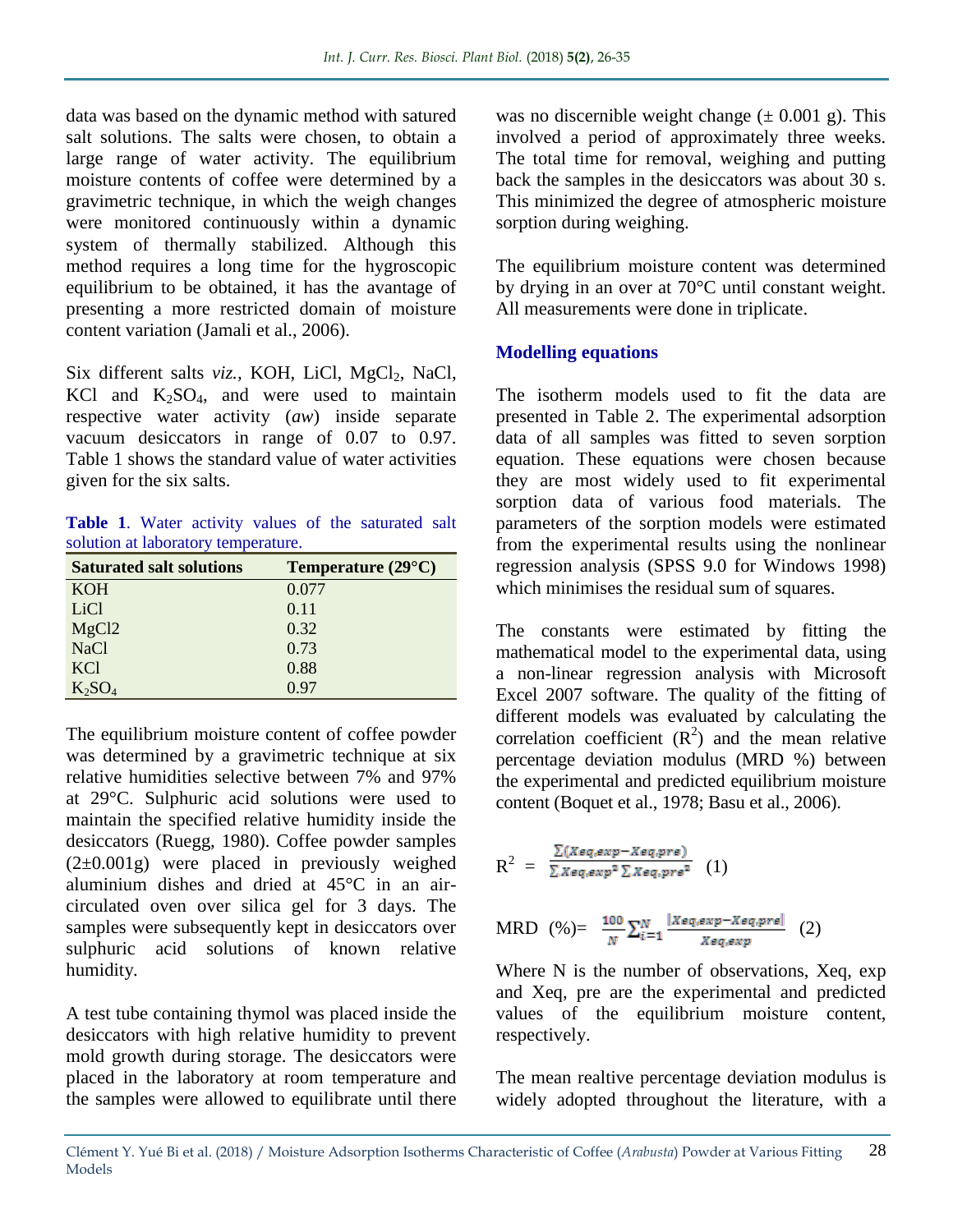data was based on the dynamic method with satured salt solutions. The salts were chosen, to obtain a large range of water activity. The equilibrium moisture contents of coffee were determined by a gravimetric technique, in which the weigh changes were monitored continuously within a dynamic system of thermally stabilized. Although this method requires a long time for the hygroscopic equilibrium to be obtained, it has the avantage of presenting a more restricted domain of moisture content variation (Jamali et al., 2006).

Six different salts *viz.,* KOH, LiCl, $MgCl_2$, NaCl, KCl and $K_2SO_4$, and were used to maintain respective water activity (*aw*) inside separate vacuum desiccators in range of 0.07 to 0.97. Table 1 shows the standard value of water activities given for the six salts.

**Table 1**. Water activity values of the saturated salt solution at laboratory temperature.

| Saturated salt solutions | Temperature (29°C) |
|---|---|
| KOH | 0.077 |
| LiCl | 0.11 |
| MgCl2 | 0.32 |
| NaCl | 0.73 |
| KCl | 0.88 |
| $K_2SO_4$ | 0.97 |

The equilibrium moisture content of coffee powder was determined by a gravimetric technique at six relative humidities selective between 7% and 97% at 29°C. Sulphuric acid solutions were used to maintain the specified relative humidity inside the desiccators (Ruegg, 1980). Coffee powder samples (2±0.001g) were placed in previously weighed aluminium dishes and dried at 45°C in an air-circulated oven over silica gel for 3 days. The samples were subsequently kept in desiccators over sulphuric acid solutions of known relative humidity.

A test tube containing thymol was placed inside the desiccators with high relative humidity to prevent mold growth during storage. The desiccators were placed in the laboratory at room temperature and the samples were allowed to equilibrate until there was no discernible weight change (± 0.001 g). This involved a period of approximately three weeks. The total time for removal, weighing and putting back the samples in the desiccators was about 30 s. This minimized the degree of atmospheric moisture sorption during weighing.

The equilibrium moisture content was determined by drying in an over at 70°C until constant weight. All measurements were done in triplicate.

## Modelling equations

The isotherm models used to fit the data are presented in Table 2. The experimental adsorption data of all samples was fitted to seven sorption equation. These equations were chosen because they are most widely used to fit experimental sorption data of various food materials. The parameters of the sorption models were estimated from the experimental results using the nonlinear regression analysis (SPSS 9.0 for Windows 1998) which minimises the residual sum of squares.

The constants were estimated by fitting the mathematical model to the experimental data, using a non-linear regression analysis with Microsoft Excel 2007 software. The quality of the fitting of different models was evaluated by calculating the correlation coefficient ($R^2$) and the mean relative percentage deviation modulus (MRD %) between the experimental and predicted equilibrium moisture content (Boquet et al., 1978; Basu et al., 2006).

$$R^2 = \frac{\sum(Xeq_{,}exp - Xeq_{,}pre)}{\sum Xeq_{,}exp^2 \sum Xeq_{,}pre^2} \quad (1)$$

$$\text{MRD } (\%) = \frac{100}{N}\sum_{i=1}^{N}\frac{|Xeq_{,}exp - Xeq_{,}pre|}{Xeq_{,}exp} \quad (2)$$

Where N is the number of observations, Xeq, exp and Xeq, pre are the experimental and predicted values of the equilibrium moisture content, respectively.

The mean realtive percentage deviation modulus is widely adopted throughout the literature, with a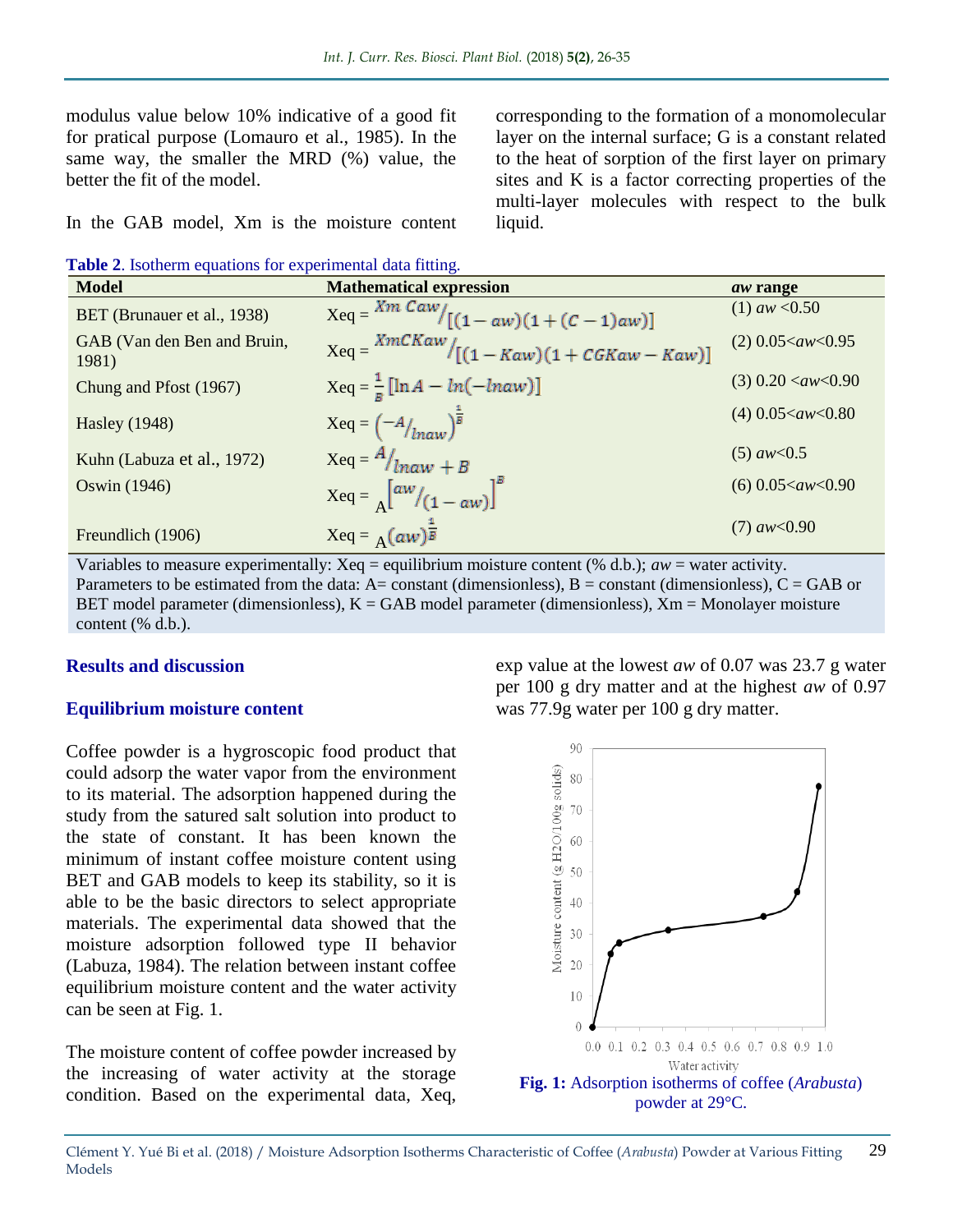modulus value below 10% indicative of a good fit for pratical purpose (Lomauro et al., 1985). In the same way, the smaller the MRD (%) value, the better the fit of the model.

In the GAB model, Xm is the moisture content corresponding to the formation of a monomolecular layer on the internal surface; G is a constant related to the heat of sorption of the first layer on primary sites and K is a factor correcting properties of the multi-layer molecules with respect to the bulk liquid.

**Table 2**. Isotherm equations for experimental data fitting.

| Model | Mathematical expression | *aw* range |
|---|---|---|
| BET (Brunauer et al., 1938) | $Xeq = Xm\,Caw / [(1-aw)(1+(C-1)aw)]$ | (1) *aw* <0.50 |
| GAB (Van den Ben and Bruin, 1981) | $Xeq = XmCKaw / [(1-Kaw)(1+CGKaw-Kaw)]$ | (2) 0.05<*aw*<0.95 |
| Chung and Pfost (1967) | $Xeq = \frac{1}{B}\left[\ln A - \ln(-\ln aw)\right]$ | (3) 0.20 <*aw*<0.90 |
| Hasley (1948) | $Xeq = \left(-A/\ln aw\right)^{\frac{1}{B}}$ | (4) 0.05<*aw*<0.80 |
| Kuhn (Labuza et al., 1972) | $Xeq = A/\ln aw + B$ | (5) *aw*<0.5 |
| Oswin (1946) | $Xeq = A\left[aw/(1-aw)\right]^{B}$ | (6) 0.05<*aw*<0.90 |
| Freundlich (1906) | $Xeq = A(aw)^{\frac{1}{B}}$ | (7) *aw*<0.90 |

Variables to measure experimentally: Xeq = equilibrium moisture content (% d.b.); *aw* = water activity.
Parameters to be estimated from the data: A= constant (dimensionless), B = constant (dimensionless), C = GAB or BET model parameter (dimensionless), K = GAB model parameter (dimensionless), Xm = Monolayer moisture content (% d.b.).

## Results and discussion

### Equilibrium moisture content

Coffee powder is a hygroscopic food product that could adsorp the water vapor from the environment to its material. The adsorption happened during the study from the satured salt solution into product to the state of constant. It has been known the minimum of instant coffee moisture content using BET and GAB models to keep its stability, so it is able to be the basic directors to select appropriate materials. The experimental data showed that the moisture adsorption followed type II behavior (Labuza, 1984). The relation between instant coffee equilibrium moisture content and the water activity can be seen at Fig. 1.

The moisture content of coffee powder increased by the increasing of water activity at the storage condition. Based on the experimental data, Xeq, exp value at the lowest *aw* of 0.07 was 23.7 g water per 100 g dry matter and at the highest *aw* of 0.97 was 77.9g water per 100 g dry matter.

**Fig. 1:** Adsorption isotherms of coffee (*Arabusta*) powder at 29°C.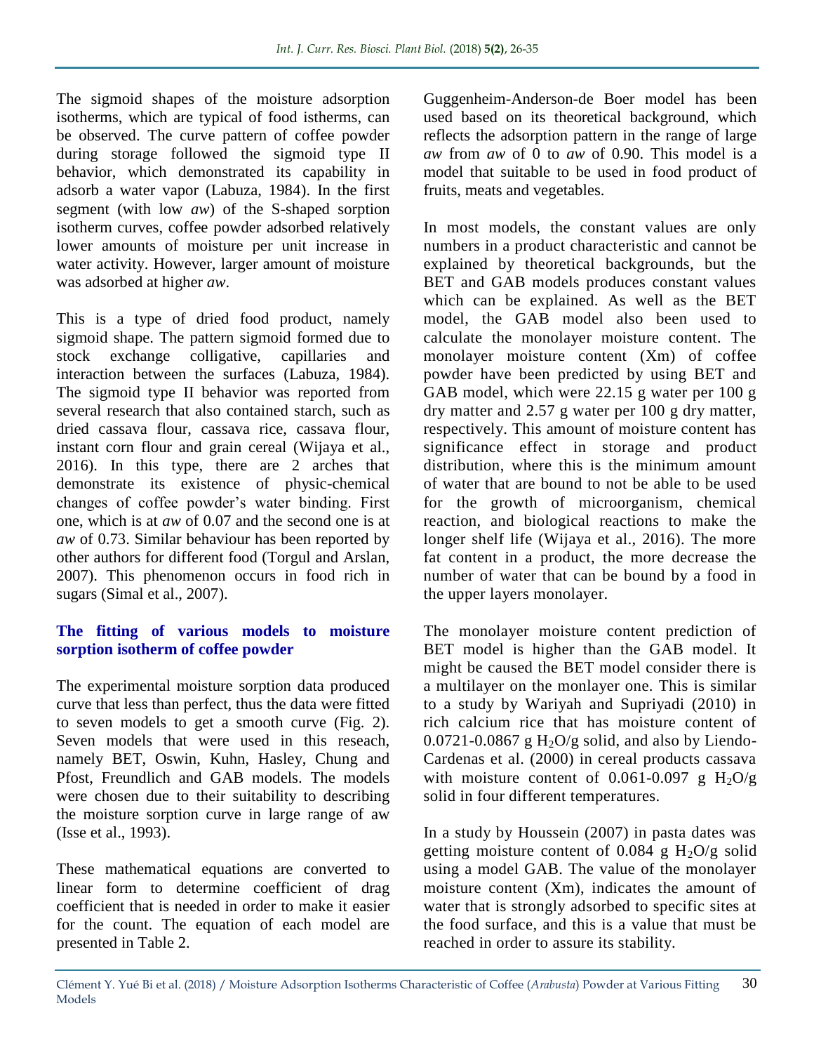The sigmoid shapes of the moisture adsorption isotherms, which are typical of food istherms, can be observed. The curve pattern of coffee powder during storage followed the sigmoid type II behavior, which demonstrated its capability in adsorb a water vapor (Labuza, 1984). In the first segment (with low *aw*) of the S-shaped sorption isotherm curves, coffee powder adsorbed relatively lower amounts of moisture per unit increase in water activity. However, larger amount of moisture was adsorbed at higher *aw*.

This is a type of dried food product, namely sigmoid shape. The pattern sigmoid formed due to stock exchange colligative, capillaries and interaction between the surfaces (Labuza, 1984). The sigmoid type II behavior was reported from several research that also contained starch, such as dried cassava flour, cassava rice, cassava flour, instant corn flour and grain cereal (Wijaya et al., 2016). In this type, there are 2 arches that demonstrate its existence of physic-chemical changes of coffee powder's water binding. First one, which is at *aw* of 0.07 and the second one is at *aw* of 0.73. Similar behaviour has been reported by other authors for different food (Torgul and Arslan, 2007). This phenomenon occurs in food rich in sugars (Simal et al., 2007).

### The fitting of various models to moisture sorption isotherm of coffee powder

The experimental moisture sorption data produced curve that less than perfect, thus the data were fitted to seven models to get a smooth curve (Fig. 2). Seven models that were used in this reseach, namely BET, Oswin, Kuhn, Hasley, Chung and Pfost, Freundlich and GAB models. The models were chosen due to their suitability to describing the moisture sorption curve in large range of aw (Isse et al., 1993).

These mathematical equations are converted to linear form to determine coefficient of drag coefficient that is needed in order to make it easier for the count. The equation of each model are presented in Table 2.

Guggenheim-Anderson-de Boer model has been used based on its theoretical background, which reflects the adsorption pattern in the range of large *aw* from *aw* of 0 to *aw* of 0.90. This model is a model that suitable to be used in food product of fruits, meats and vegetables.

In most models, the constant values are only numbers in a product characteristic and cannot be explained by theoretical backgrounds, but the BET and GAB models produces constant values which can be explained. As well as the BET model, the GAB model also been used to calculate the monolayer moisture content. The monolayer moisture content (Xm) of coffee powder have been predicted by using BET and GAB model, which were 22.15 g water per 100 g dry matter and 2.57 g water per 100 g dry matter, respectively. This amount of moisture content has significance effect in storage and product distribution, where this is the minimum amount of water that are bound to not be able to be used for the growth of microorganism, chemical reaction, and biological reactions to make the longer shelf life (Wijaya et al., 2016). The more fat content in a product, the more decrease the number of water that can be bound by a food in the upper layers monolayer.

The monolayer moisture content prediction of BET model is higher than the GAB model. It might be caused the BET model consider there is a multilayer on the monlayer one. This is similar to a study by Wariyah and Supriyadi (2010) in rich calcium rice that has moisture content of 0.0721-0.0867 g $H_2O$/g solid, and also by Liendo-Cardenas et al. (2000) in cereal products cassava with moisture content of 0.061-0.097 g $H_2O$/g solid in four different temperatures.

In a study by Houssein (2007) in pasta dates was getting moisture content of 0.084 g $H_2O$/g solid using a model GAB. The value of the monolayer moisture content (Xm), indicates the amount of water that is strongly adsorbed to specific sites at the food surface, and this is a value that must be reached in order to assure its stability.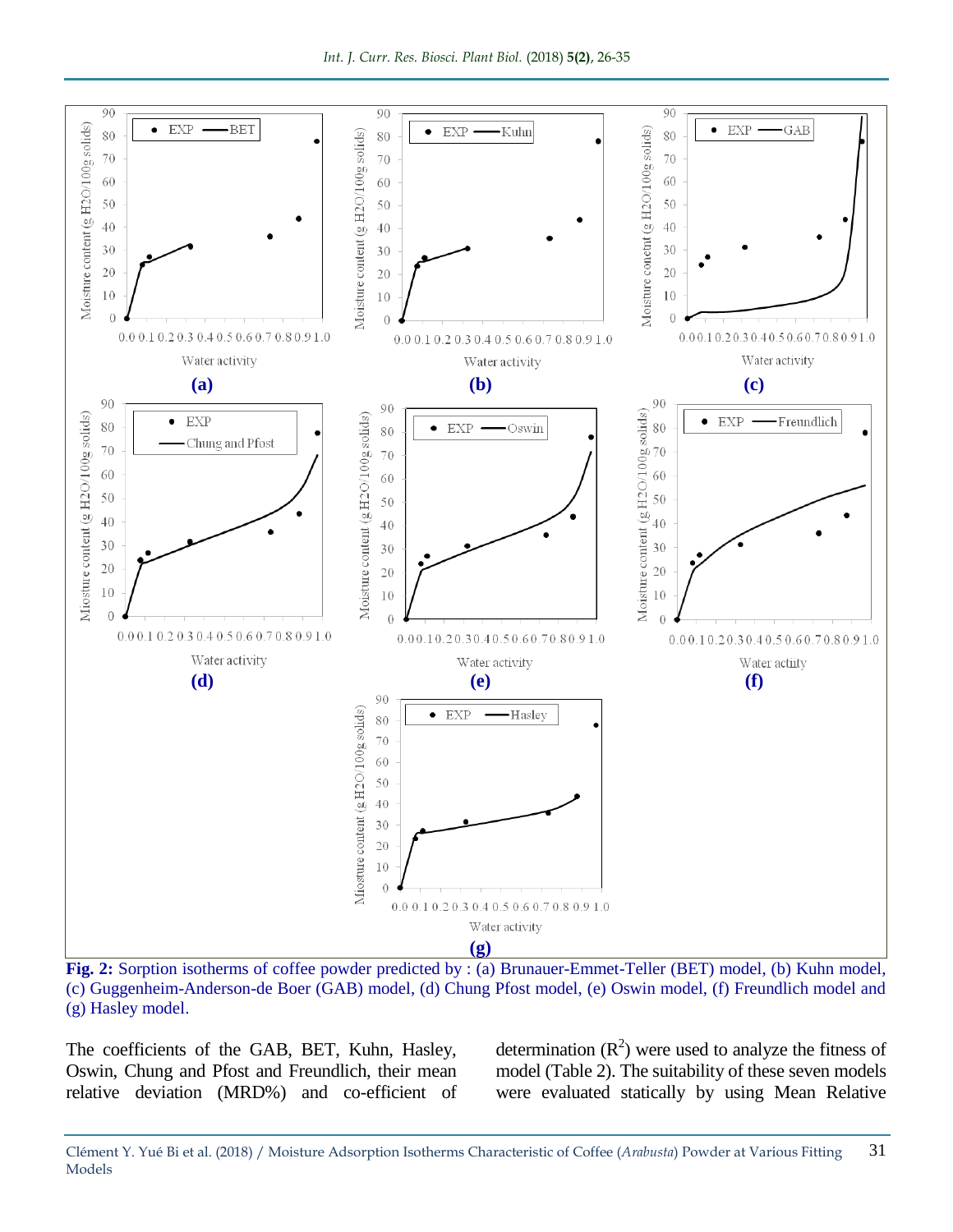**Fig. 2:** Sorption isotherms of coffee powder predicted by : (a) Brunauer-Emmet-Teller (BET) model, (b) Kuhn model, (c) Guggenheim-Anderson-de Boer (GAB) model, (d) Chung Pfost model, (e) Oswin model, (f) Freundlich model and (g) Hasley model.

The coefficients of the GAB, BET, Kuhn, Hasley, Oswin, Chung and Pfost and Freundlich, their mean relative deviation (MRD%) and co-efficient of determination ($R^2$) were used to analyze the fitness of model (Table 2). The suitability of these seven models were evaluated statically by using Mean Relative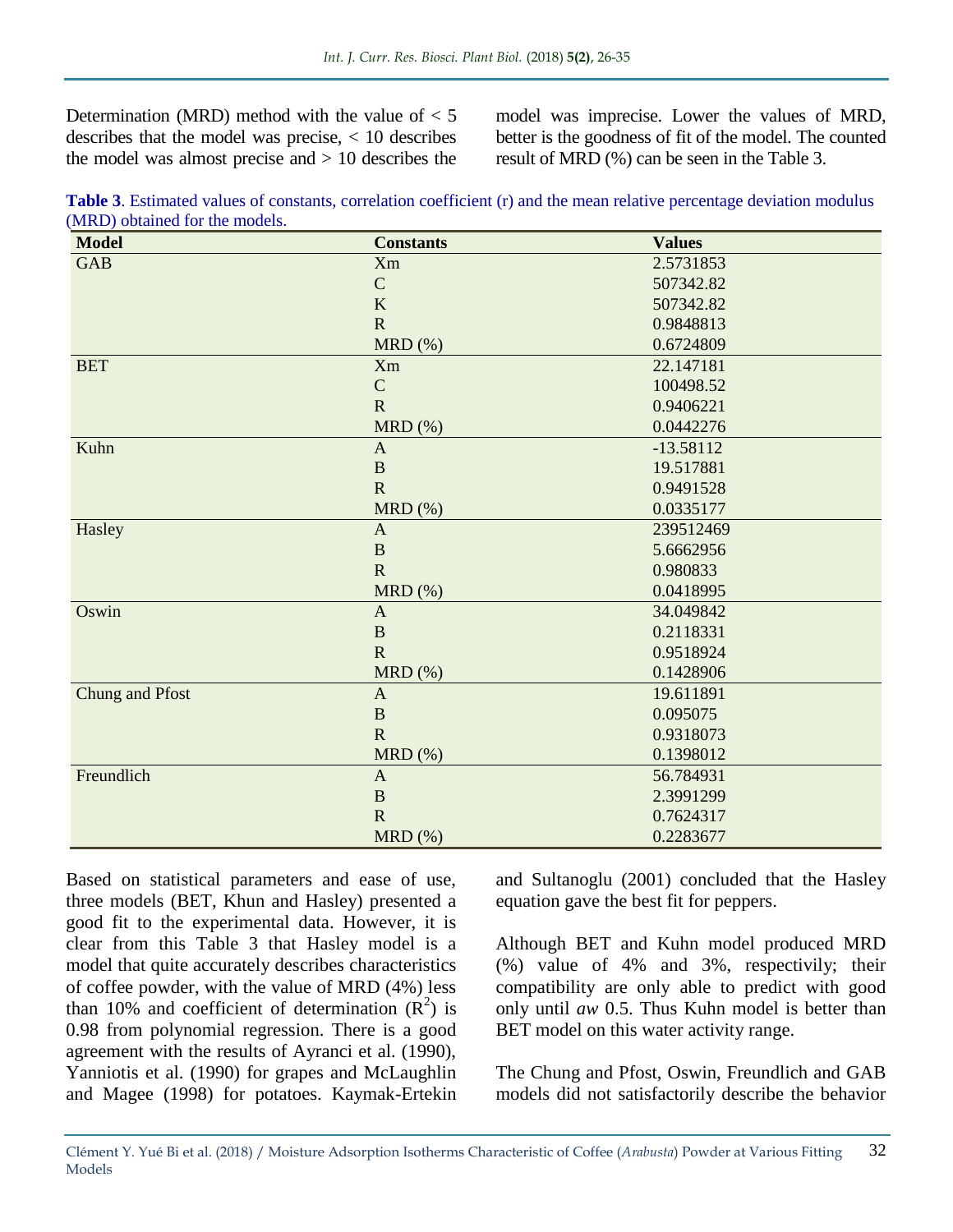Determination (MRD) method with the value of < 5 describes that the model was precise, < 10 describes the model was almost precise and > 10 describes the model was imprecise. Lower the values of MRD, better is the goodness of fit of the model. The counted result of MRD (%) can be seen in the Table 3.

**Table 3**. Estimated values of constants, correlation coefficient (r) and the mean relative percentage deviation modulus (MRD) obtained for the models.

| Model | Constants | Values |
|---|---|---|
| GAB | Xm | 2.5731853 |
| | C | 507342.82 |
| | K | 507342.82 |
| | R | 0.9848813 |
| | MRD (%) | 0.6724809 |
| BET | Xm | 22.147181 |
| | C | 100498.52 |
| | R | 0.9406221 |
| | MRD (%) | 0.0442276 |
| Kuhn | A | -13.58112 |
| | B | 19.517881 |
| | R | 0.9491528 |
| | MRD (%) | 0.0335177 |
| Hasley | A | 239512469 |
| | B | 5.6662956 |
| | R | 0.980833 |
| | MRD (%) | 0.0418995 |
| Oswin | A | 34.049842 |
| | B | 0.2118331 |
| | R | 0.9518924 |
| | MRD (%) | 0.1428906 |
| Chung and Pfost | A | 19.611891 |
| | B | 0.095075 |
| | R | 0.9318073 |
| | MRD (%) | 0.1398012 |
| Freundlich | A | 56.784931 |
| | B | 2.3991299 |
| | R | 0.7624317 |
| | MRD (%) | 0.2283677 |

Based on statistical parameters and ease of use, three models (BET, Khun and Hasley) presented a good fit to the experimental data. However, it is clear from this Table 3 that Hasley model is a model that quite accurately describes characteristics of coffee powder, with the value of MRD (4%) less than 10% and coefficient of determination ($R^2$) is 0.98 from polynomial regression. There is a good agreement with the results of Ayranci et al. (1990), Yanniotis et al. (1990) for grapes and McLaughlin and Magee (1998) for potatoes. Kaymak-Ertekin and Sultanoglu (2001) concluded that the Hasley equation gave the best fit for peppers.

Although BET and Kuhn model produced MRD (%) value of 4% and 3%, respectivily; their compatibility are only able to predict with good only until *aw* 0.5. Thus Kuhn model is better than BET model on this water activity range.

The Chung and Pfost, Oswin, Freundlich and GAB models did not satisfactorily describe the behavior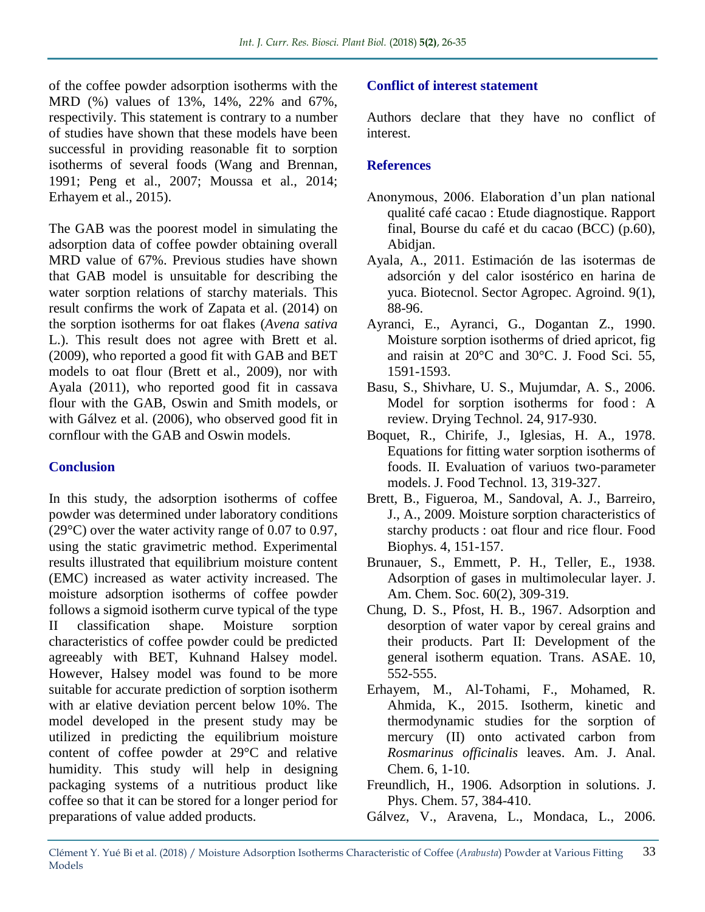of the coffee powder adsorption isotherms with the MRD (%) values of 13%, 14%, 22% and 67%, respectivily. This statement is contrary to a number of studies have shown that these models have been successful in providing reasonable fit to sorption isotherms of several foods (Wang and Brennan, 1991; Peng et al., 2007; Moussa et al., 2014; Erhayem et al., 2015).

The GAB was the poorest model in simulating the adsorption data of coffee powder obtaining overall MRD value of 67%. Previous studies have shown that GAB model is unsuitable for describing the water sorption relations of starchy materials. This result confirms the work of Zapata et al. (2014) on the sorption isotherms for oat flakes (*Avena sativa* L.). This result does not agree with Brett et al. (2009), who reported a good fit with GAB and BET models to oat flour (Brett et al., 2009), nor with Ayala (2011), who reported good fit in cassava flour with the GAB, Oswin and Smith models, or with Gálvez et al. (2006), who observed good fit in cornflour with the GAB and Oswin models.

## Conclusion

In this study, the adsorption isotherms of coffee powder was determined under laboratory conditions (29°C) over the water activity range of 0.07 to 0.97, using the static gravimetric method. Experimental results illustrated that equilibrium moisture content (EMC) increased as water activity increased. The moisture adsorption isotherms of coffee powder follows a sigmoid isotherm curve typical of the type II classification shape. Moisture sorption characteristics of coffee powder could be predicted agreeably with BET, Kuhnand Halsey model. However, Halsey model was found to be more suitable for accurate prediction of sorption isotherm with ar elative deviation percent below 10%. The model developed in the present study may be utilized in predicting the equilibrium moisture content of coffee powder at 29°C and relative humidity. This study will help in designing packaging systems of a nutritious product like coffee so that it can be stored for a longer period for preparations of value added products.

## Conflict of interest statement

Authors declare that they have no conflict of interest.

## References

Anonymous, 2006. Elaboration d'un plan national qualité café cacao : Etude diagnostique. Rapport final, Bourse du café et du cacao (BCC) (p.60), Abidjan.

Ayala, A., 2011. Estimación de las isotermas de adsorción y del calor isostérico en harina de yuca. Biotecnol. Sector Agropec. Agroind. 9(1), 88-96.

Ayranci, E., Ayranci, G., Dogantan Z., 1990. Moisture sorption isotherms of dried apricot, fig and raisin at 20°C and 30°C. J. Food Sci. 55, 1591-1593.

Basu, S., Shivhare, U. S., Mujumdar, A. S., 2006. Model for sorption isotherms for food : A review. Drying Technol. 24, 917-930.

Boquet, R., Chirife, J., Iglesias, H. A., 1978. Equations for fitting water sorption isotherms of foods. II. Evaluation of variuos two-parameter models. J. Food Technol. 13, 319-327.

Brett, B., Figueroa, M., Sandoval, A. J., Barreiro, J., A., 2009. Moisture sorption characteristics of starchy products : oat flour and rice flour. Food Biophys. 4, 151-157.

Brunauer, S., Emmett, P. H., Teller, E., 1938. Adsorption of gases in multimolecular layer. J. Am. Chem. Soc. 60(2), 309-319.

Chung, D. S., Pfost, H. B., 1967. Adsorption and desorption of water vapor by cereal grains and their products. Part II: Development of the general isotherm equation. Trans. ASAE. 10, 552-555.

Erhayem, M., Al-Tohami, F., Mohamed, R. Ahmida, K., 2015. Isotherm, kinetic and thermodynamic studies for the sorption of mercury (II) onto activated carbon from *Rosmarinus officinalis* leaves. Am. J. Anal. Chem. 6, 1-10.

Freundlich, H., 1906. Adsorption in solutions. J. Phys. Chem. 57, 384-410.

Gálvez, V., Aravena, L., Mondaca, L., 2006.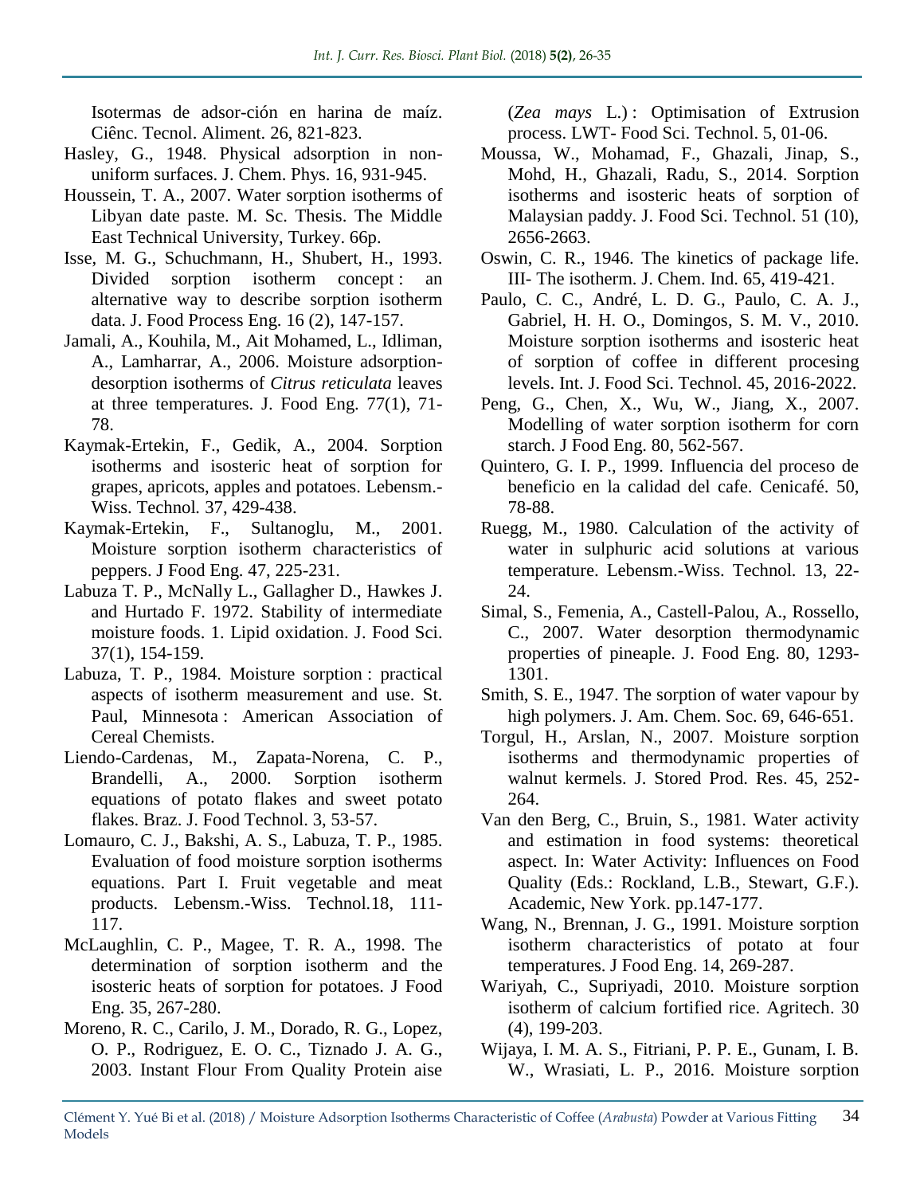Isotermas de adsor-ción en harina de maíz. Ciênc. Tecnol. Aliment. 26, 821-823.

Hasley, G., 1948. Physical adsorption in non-uniform surfaces. J. Chem. Phys. 16, 931-945.

Houssein, T. A., 2007. Water sorption isotherms of Libyan date paste. M. Sc. Thesis. The Middle East Technical University, Turkey. 66p.

Isse, M. G., Schuchmann, H., Shubert, H., 1993. Divided sorption isotherm concept : an alternative way to describe sorption isotherm data. J. Food Process Eng. 16 (2), 147-157.

Jamali, A., Kouhila, M., Ait Mohamed, L., Idliman, A., Lamharrar, A., 2006. Moisture adsorption-desorption isotherms of *Citrus reticulata* leaves at three temperatures. J. Food Eng. 77(1), 71-78.

Kaymak-Ertekin, F., Gedik, A., 2004. Sorption isotherms and isosteric heat of sorption for grapes, apricots, apples and potatoes. Lebensm.-Wiss. Technol. 37, 429-438.

Kaymak-Ertekin, F., Sultanoglu, M., 2001. Moisture sorption isotherm characteristics of peppers. J Food Eng. 47, 225-231.

Labuza T. P., McNally L., Gallagher D., Hawkes J. and Hurtado F. 1972. Stability of intermediate moisture foods. 1. Lipid oxidation. J. Food Sci. 37(1), 154-159.

Labuza, T. P., 1984. Moisture sorption : practical aspects of isotherm measurement and use. St. Paul, Minnesota : American Association of Cereal Chemists.

Liendo-Cardenas, M., Zapata-Norena, C. P., Brandelli, A., 2000. Sorption isotherm equations of potato flakes and sweet potato flakes. Braz. J. Food Technol. 3, 53-57.

Lomauro, C. J., Bakshi, A. S., Labuza, T. P., 1985. Evaluation of food moisture sorption isotherms equations. Part I. Fruit vegetable and meat products. Lebensm.-Wiss. Technol.18, 111-117.

McLaughlin, C. P., Magee, T. R. A., 1998. The determination of sorption isotherm and the isosteric heats of sorption for potatoes. J Food Eng. 35, 267-280.

Moreno, R. C., Carilo, J. M., Dorado, R. G., Lopez, O. P., Rodriguez, E. O. C., Tiznado J. A. G., 2003. Instant Flour From Quality Protein aise (*Zea mays* L.) : Optimisation of Extrusion process. LWT- Food Sci. Technol. 5, 01-06.

Moussa, W., Mohamad, F., Ghazali, Jinap, S., Mohd, H., Ghazali, Radu, S., 2014. Sorption isotherms and isosteric heats of sorption of Malaysian paddy. J. Food Sci. Technol. 51 (10), 2656-2663.

Oswin, C. R., 1946. The kinetics of package life. III- The isotherm. J. Chem. Ind. 65, 419-421.

Paulo, C. C., André, L. D. G., Paulo, C. A. J., Gabriel, H. H. O., Domingos, S. M. V., 2010. Moisture sorption isotherms and isosteric heat of sorption of coffee in different procesing levels. Int. J. Food Sci. Technol. 45, 2016-2022.

Peng, G., Chen, X., Wu, W., Jiang, X., 2007. Modelling of water sorption isotherm for corn starch. J Food Eng. 80, 562-567.

Quintero, G. I. P., 1999. Influencia del proceso de beneficio en la calidad del cafe. Cenicafé. 50, 78-88.

Ruegg, M., 1980. Calculation of the activity of water in sulphuric acid solutions at various temperature. Lebensm.-Wiss. Technol. 13, 22-24.

Simal, S., Femenia, A., Castell-Palou, A., Rossello, C., 2007. Water desorption thermodynamic properties of pineaple. J. Food Eng. 80, 1293-1301.

Smith, S. E., 1947. The sorption of water vapour by high polymers. J. Am. Chem. Soc. 69, 646-651.

Torgul, H., Arslan, N., 2007. Moisture sorption isotherms and thermodynamic properties of walnut kermels. J. Stored Prod. Res. 45, 252-264.

Van den Berg, C., Bruin, S., 1981. Water activity and estimation in food systems: theoretical aspect. In: Water Activity: Influences on Food Quality (Eds.: Rockland, L.B., Stewart, G.F.). Academic, New York. pp.147-177.

Wang, N., Brennan, J. G., 1991. Moisture sorption isotherm characteristics of potato at four temperatures. J Food Eng. 14, 269-287.

Wariyah, C., Supriyadi, 2010. Moisture sorption isotherm of calcium fortified rice. Agritech. 30 (4), 199-203.

Wijaya, I. M. A. S., Fitriani, P. P. E., Gunam, I. B. W., Wrasiati, L. P., 2016. Moisture sorption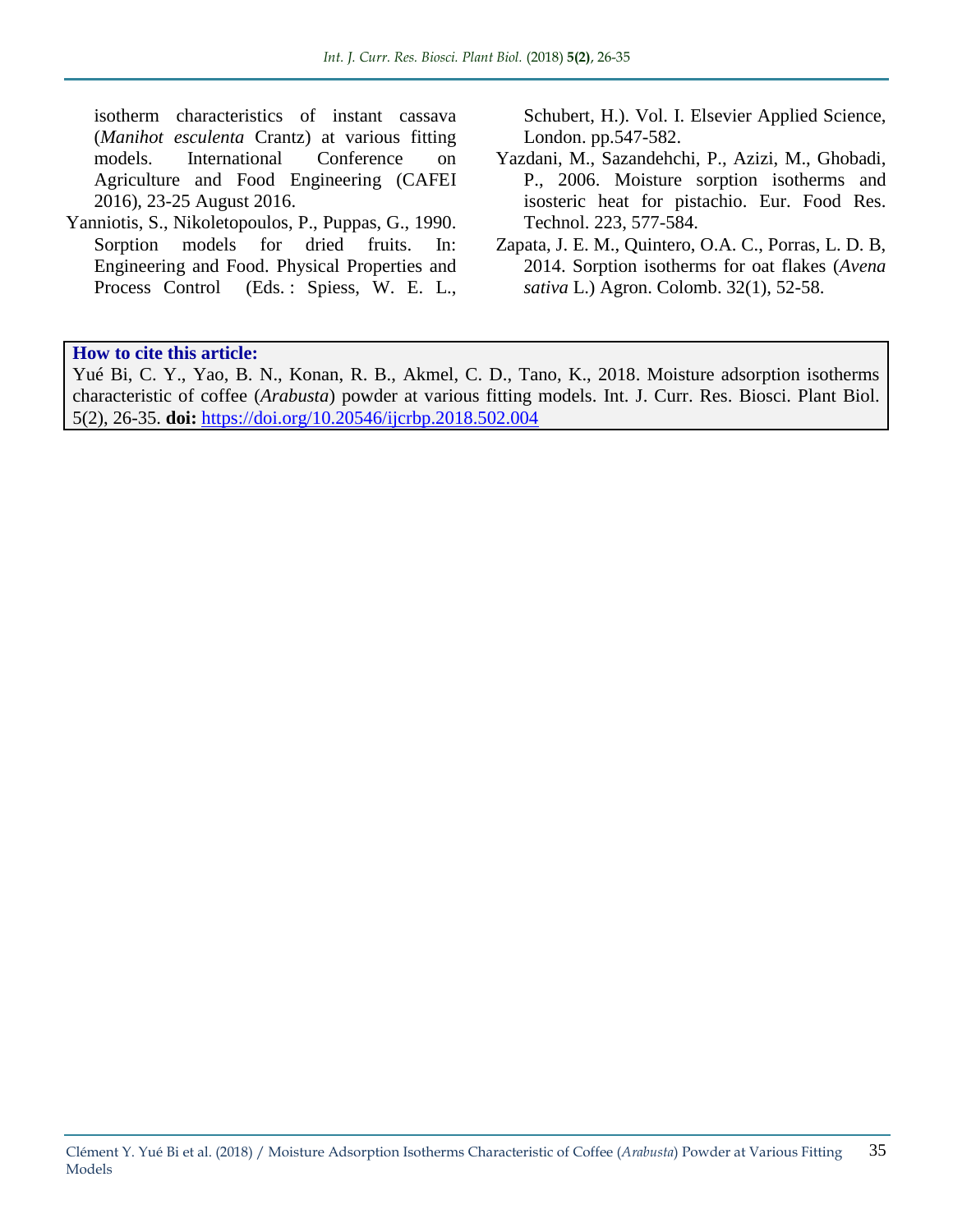isotherm characteristics of instant cassava (*Manihot esculenta* Crantz) at various fitting models. International Conference on Agriculture and Food Engineering (CAFEI 2016), 23-25 August 2016.

Yanniotis, S., Nikoletopoulos, P., Puppas, G., 1990. Sorption models for dried fruits. In: Engineering and Food. Physical Properties and Process Control (Eds. : Spiess, W. E. L., Schubert, H.). Vol. I. Elsevier Applied Science, London. pp.547-582.

Yazdani, M., Sazandehchi, P., Azizi, M., Ghobadi, P., 2006. Moisture sorption isotherms and isosteric heat for pistachio. Eur. Food Res. Technol. 223, 577-584.

Zapata, J. E. M., Quintero, O.A. C., Porras, L. D. B, 2014. Sorption isotherms for oat flakes (*Avena sativa* L.) Agron. Colomb. 32(1), 52-58.

**How to cite this article:**

Yué Bi, C. Y., Yao, B. N., Konan, R. B., Akmel, C. D., Tano, K., 2018. Moisture adsorption isotherms characteristic of coffee (*Arabusta*) powder at various fitting models. Int. J. Curr. Res. Biosci. Plant Biol. 5(2), 26-35. **doi:** https://doi.org/10.20546/ijcrbp.2018.502.004